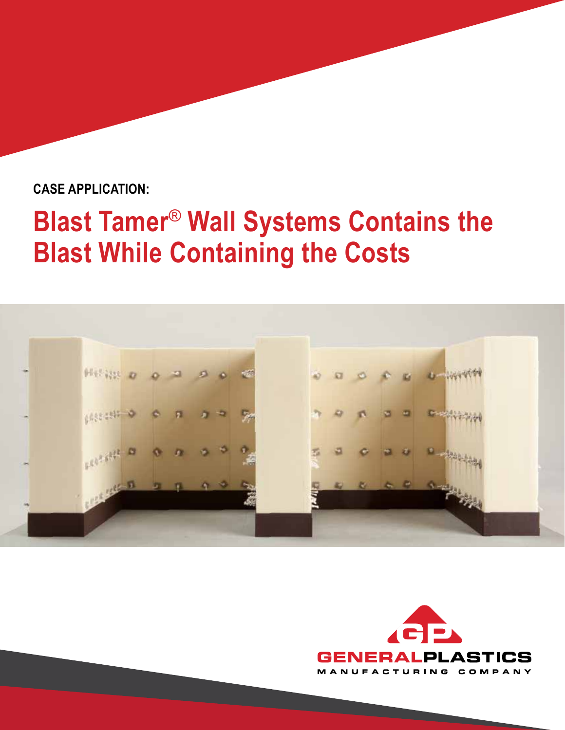**CASE APPLICATION:**

# Blast Tamer® Wall Systems Contains the Blast While Containing the Costs

GENERALPLASTICS

MANUFACTURING COMPANY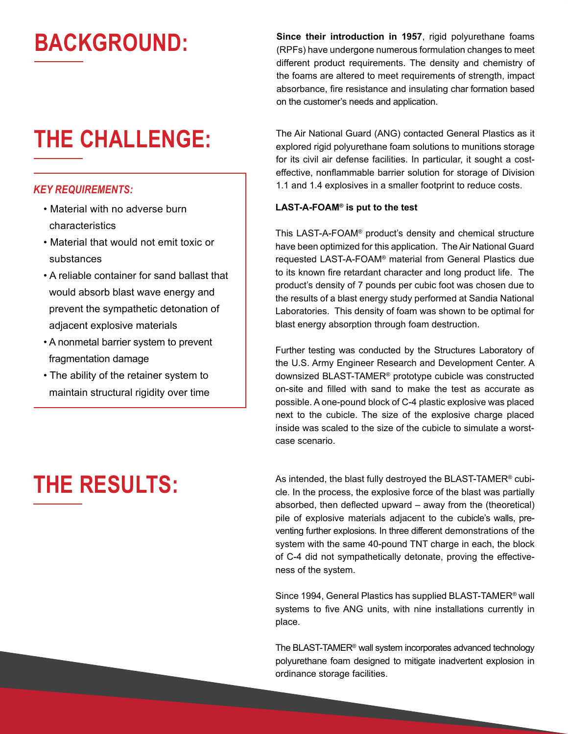## BACKGROUND:

**Since their introduction in 1957**, rigid polyurethane foams (RPFs) have undergone numerous formulation changes to meet different product requirements. The density and chemistry of the foams are altered to meet requirements of strength, impact absorbance, fire resistance and insulating char formation based on the customer's needs and application.

## THE CHALLENGE:

The Air National Guard (ANG) contacted General Plastics as it explored rigid polyurethane foam solutions to munitions storage for its civil air defense facilities. In particular, it sought a cost-effective, nonflammable barrier solution for storage of Division 1.1 and 1.4 explosives in a smaller footprint to reduce costs.

### *KEY REQUIREMENTS:*

- Material with no adverse burn characteristics
- Material that would not emit toxic or substances
- A reliable container for sand ballast that would absorb blast wave energy and prevent the sympathetic detonation of adjacent explosive materials
- A nonmetal barrier system to prevent fragmentation damage
- The ability of the retainer system to maintain structural rigidity over time

**LAST-A-FOAM® is put to the test**

This LAST-A-FOAM® product's density and chemical structure have been optimized for this application. The Air National Guard requested LAST-A-FOAM® material from General Plastics due to its known fire retardant character and long product life. The product's density of 7 pounds per cubic foot was chosen due to the results of a blast energy study performed at Sandia National Laboratories. This density of foam was shown to be optimal for blast energy absorption through foam destruction.

Further testing was conducted by the Structures Laboratory of the U.S. Army Engineer Research and Development Center. A downsized BLAST-TAMER® prototype cubicle was constructed on-site and filled with sand to make the test as accurate as possible. A one-pound block of C-4 plastic explosive was placed next to the cubicle. The size of the explosive charge placed inside was scaled to the size of the cubicle to simulate a worst-case scenario.

## THE RESULTS:

As intended, the blast fully destroyed the BLAST-TAMER® cubicle. In the process, the explosive force of the blast was partially absorbed, then deflected upward – away from the (theoretical) pile of explosive materials adjacent to the cubicle's walls, preventing further explosions. In three different demonstrations of the system with the same 40-pound TNT charge in each, the block of C-4 did not sympathetically detonate, proving the effectiveness of the system.

Since 1994, General Plastics has supplied BLAST-TAMER® wall systems to five ANG units, with nine installations currently in place.

The BLAST-TAMER® wall system incorporates advanced technology polyurethane foam designed to mitigate inadvertent explosion in ordinance storage facilities.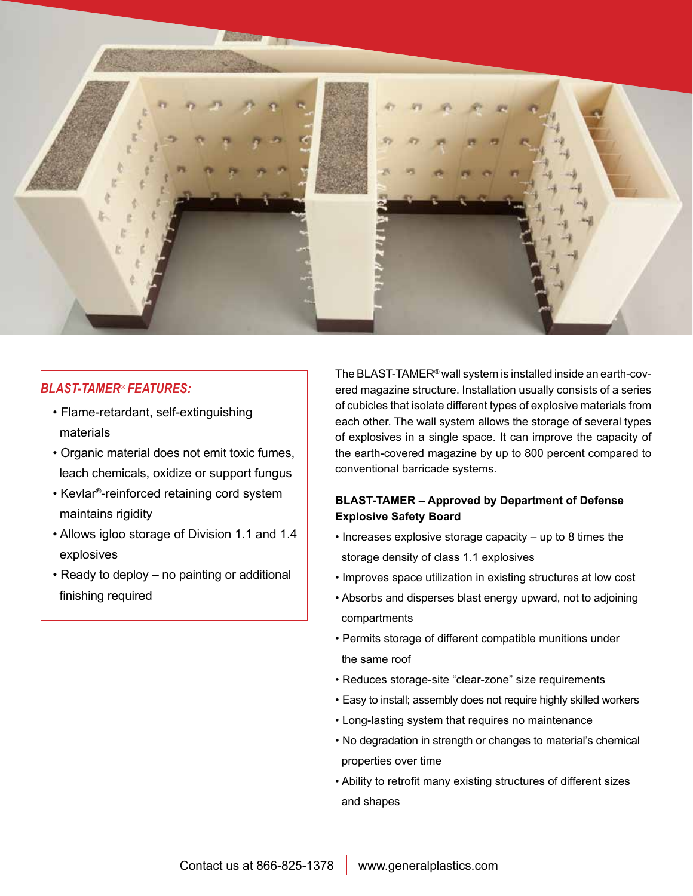## *BLAST-TAMER® FEATURES:*

- Flame-retardant, self-extinguishing materials
- Organic material does not emit toxic fumes, leach chemicals, oxidize or support fungus
- Kevlar®-reinforced retaining cord system maintains rigidity
- Allows igloo storage of Division 1.1 and 1.4 explosives
- Ready to deploy – no painting or additional finishing required

The BLAST-TAMER® wall system is installed inside an earth-covered magazine structure. Installation usually consists of a series of cubicles that isolate different types of explosive materials from each other. The wall system allows the storage of several types of explosives in a single space. It can improve the capacity of the earth-covered magazine by up to 800 percent compared to conventional barricade systems.

**BLAST-TAMER – Approved by Department of Defense Explosive Safety Board**

- Increases explosive storage capacity – up to 8 times the storage density of class 1.1 explosives
- Improves space utilization in existing structures at low cost
- Absorbs and disperses blast energy upward, not to adjoining compartments
- Permits storage of different compatible munitions under the same roof
- Reduces storage-site “clear-zone” size requirements
- Easy to install; assembly does not require highly skilled workers
- Long-lasting system that requires no maintenance
- No degradation in strength or changes to material’s chemical properties over time
- Ability to retrofit many existing structures of different sizes and shapes

Contact us at 866-825-1378 | www.generalplastics.com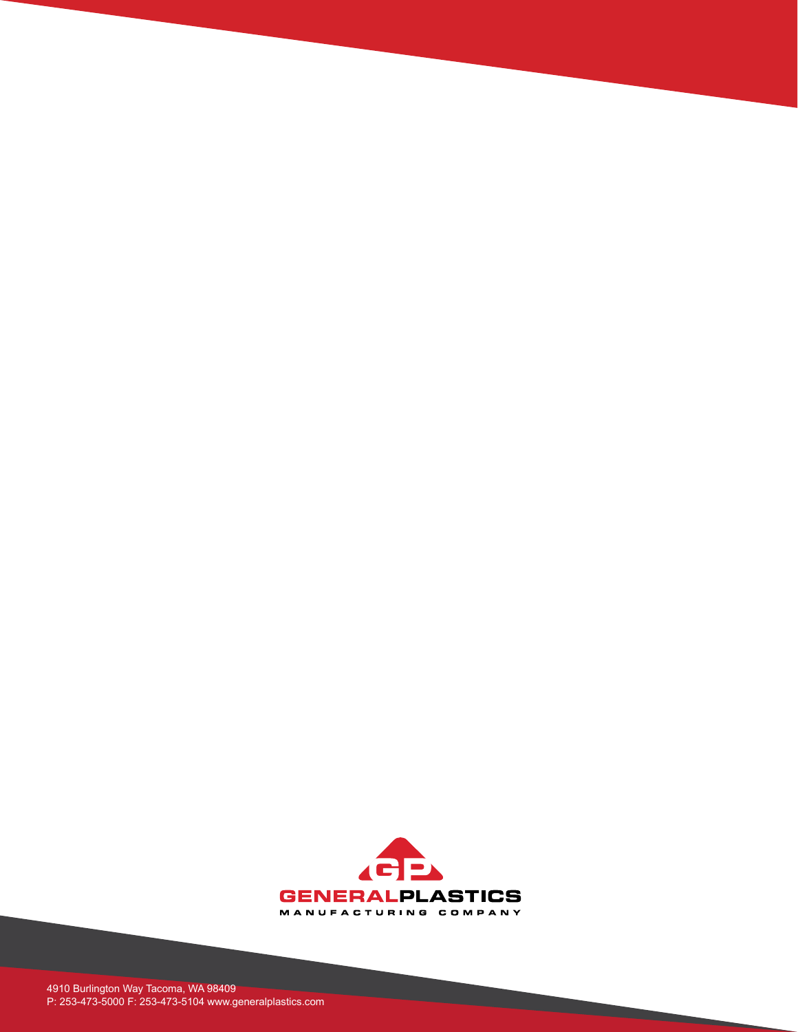GENERALPLASTICS

MANUFACTURING COMPANY

4910 Burlington Way Tacoma, WA 98409

P: 253-473-5000 F: 253-473-5104 www.generalplastics.com